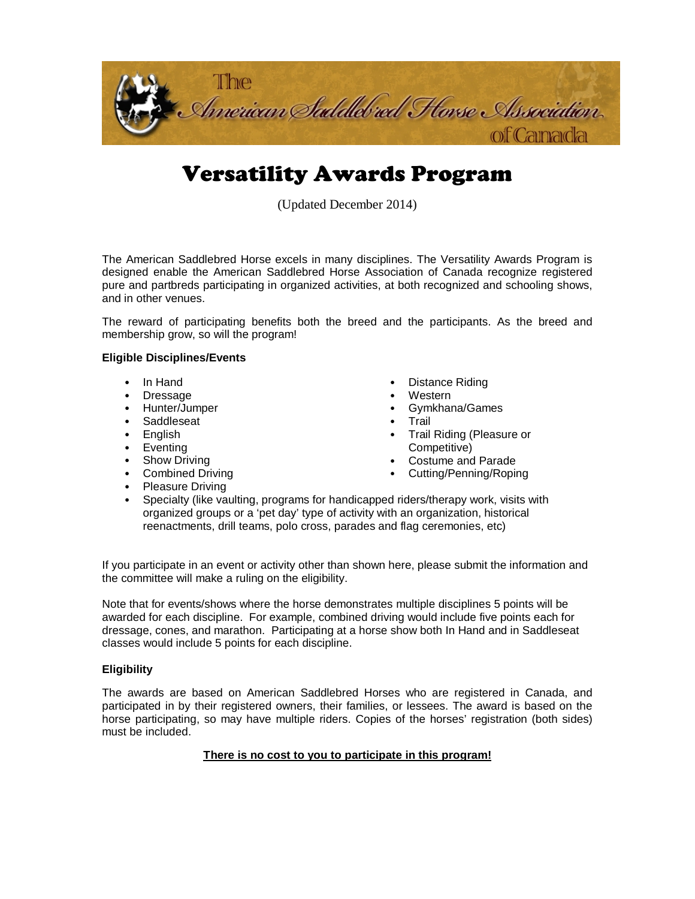The American Saddlebred Horse Association of Canada

# Versatility Awards Program

(Updated December 2014)

The American Saddlebred Horse excels in many disciplines. The Versatility Awards Program is designed enable the American Saddlebred Horse Association of Canada recognize registered pure and partbreds participating in organized activities, at both recognized and schooling shows, and in other venues.

The reward of participating benefits both the breed and the participants. As the breed and membership grow, so will the program!

**Eligible Disciplines/Events**

- In Hand
- Dressage
- Hunter/Jumper
- Saddleseat
- English
- Eventing
- Show Driving
- Combined Driving
- Pleasure Driving
- Distance Riding
- Western
- Gymkhana/Games
- Trail
- Trail Riding (Pleasure or Competitive)
- Costume and Parade
- Cutting/Penning/Roping
- Specialty (like vaulting, programs for handicapped riders/therapy work, visits with organized groups or a 'pet day' type of activity with an organization, historical reenactments, drill teams, polo cross, parades and flag ceremonies, etc)

If you participate in an event or activity other than shown here, please submit the information and the committee will make a ruling on the eligibility.

Note that for events/shows where the horse demonstrates multiple disciplines 5 points will be awarded for each discipline. For example, combined driving would include five points each for dressage, cones, and marathon. Participating at a horse show both In Hand and in Saddleseat classes would include 5 points for each discipline.

**Eligibility**

The awards are based on American Saddlebred Horses who are registered in Canada, and participated in by their registered owners, their families, or lessees. The award is based on the horse participating, so may have multiple riders. Copies of the horses' registration (both sides) must be included.

**There is no cost to you to participate in this program!**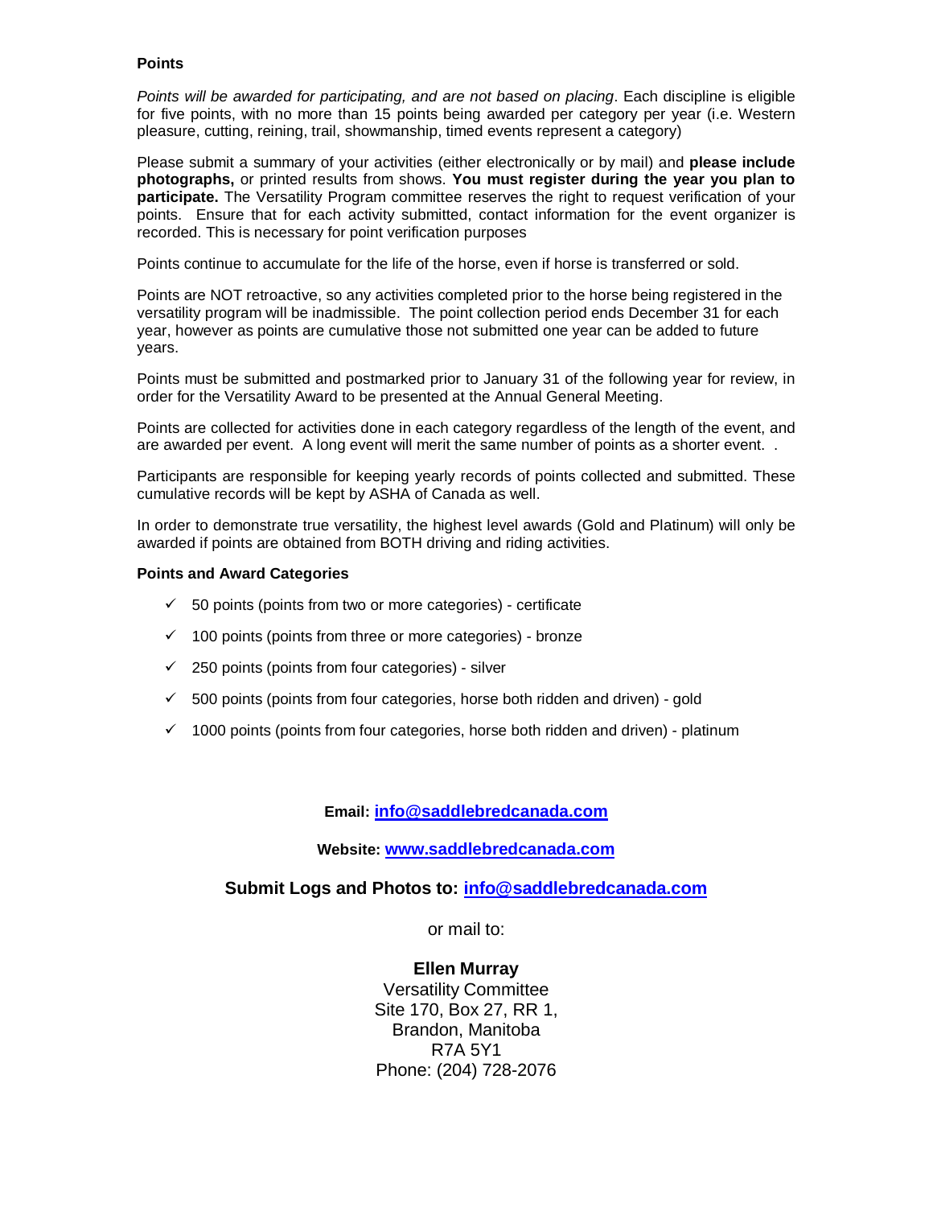**Points**

*Points will be awarded for participating, and are not based on placing*. Each discipline is eligible for five points, with no more than 15 points being awarded per category per year (i.e. Western pleasure, cutting, reining, trail, showmanship, timed events represent a category)

Please submit a summary of your activities (either electronically or by mail) and **please include photographs,** or printed results from shows. **You must register during the year you plan to participate.** The Versatility Program committee reserves the right to request verification of your points. Ensure that for each activity submitted, contact information for the event organizer is recorded. This is necessary for point verification purposes

Points continue to accumulate for the life of the horse, even if horse is transferred or sold.

Points are NOT retroactive, so any activities completed prior to the horse being registered in the versatility program will be inadmissible. The point collection period ends December 31 for each year, however as points are cumulative those not submitted one year can be added to future years.

Points must be submitted and postmarked prior to January 31 of the following year for review, in order for the Versatility Award to be presented at the Annual General Meeting.

Points are collected for activities done in each category regardless of the length of the event, and are awarded per event. A long event will merit the same number of points as a shorter event. .

Participants are responsible for keeping yearly records of points collected and submitted. These cumulative records will be kept by ASHA of Canada as well.

In order to demonstrate true versatility, the highest level awards (Gold and Platinum) will only be awarded if points are obtained from BOTH driving and riding activities.

**Points and Award Categories**

- ✓ 50 points (points from two or more categories) - certificate
- ✓ 100 points (points from three or more categories) - bronze
- ✓ 250 points (points from four categories) - silver
- ✓ 500 points (points from four categories, horse both ridden and driven) - gold
- ✓ 1000 points (points from four categories, horse both ridden and driven) - platinum

**Email: info@saddlebredcanada.com**

**Website: www.saddlebredcanada.com**

**Submit Logs and Photos to: info@saddlebredcanada.com**

or mail to:

**Ellen Murray**
Versatility Committee
Site 170, Box 27, RR 1,
Brandon, Manitoba
R7A 5Y1
Phone: (204) 728-2076